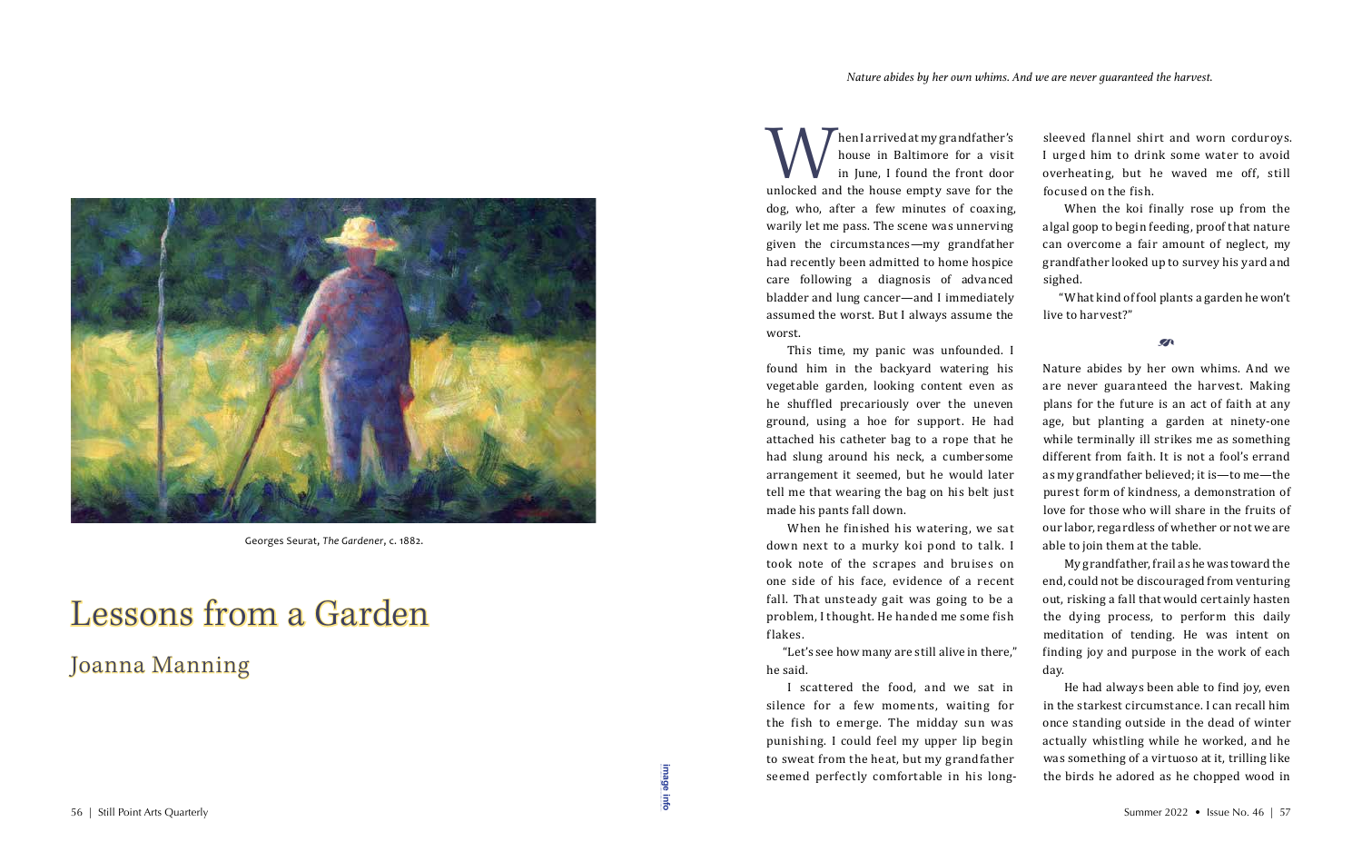Georges Seurat, *The Gardener*, c. 1882.

# Lessons from a Garden

## Joanna Manning

*Nature abides by her own whims. And we are never guaranteed the harvest.*

When I arrived at my grandfather's house in Baltimore for a visit in June, I found the front door unlocked and the house empty save for the dog, who, after a few minutes of coaxing, warily let me pass. The scene was unnerving given the circumstances—my grandfather had recently been admitted to home hospice care following a diagnosis of advanced bladder and lung cancer—and I immediately assumed the worst. But I always assume the worst.

This time, my panic was unfounded. I found him in the backyard watering his vegetable garden, looking content even as he shuffled precariously over the uneven ground, using a hoe for support. He had attached his catheter bag to a rope that he had slung around his neck, a cumbersome arrangement it seemed, but he would later tell me that wearing the bag on his belt just made his pants fall down.

When he finished his watering, we sat down next to a murky koi pond to talk. I took note of the scrapes and bruises on one side of his face, evidence of a recent fall. That unsteady gait was going to be a problem, I thought. He handed me some fish flakes.

"Let's see how many are still alive in there," he said.

I scattered the food, and we sat in silence for a few moments, waiting for the fish to emerge. The midday sun was punishing. I could feel my upper lip begin to sweat from the heat, but my grandfather seemed perfectly comfortable in his long-sleeved flannel shirt and worn corduroys. I urged him to drink some water to avoid overheating, but he waved me off, still focused on the fish.

When the koi finally rose up from the algal goop to begin feeding, proof that nature can overcome a fair amount of neglect, my grandfather looked up to survey his yard and sighed.

"What kind of fool plants a garden he won't live to harvest?"

Nature abides by her own whims. And we are never guaranteed the harvest. Making plans for the future is an act of faith at any age, but planting a garden at ninety-one while terminally ill strikes me as something different from faith. It is not a fool's errand as my grandfather believed; it is—to me—the purest form of kindness, a demonstration of love for those who will share in the fruits of our labor, regardless of whether or not we are able to join them at the table.

My grandfather, frail as he was toward the end, could not be discouraged from venturing out, risking a fall that would certainly hasten the dying process, to perform this daily meditation of tending. He was intent on finding joy and purpose in the work of each day.

He had always been able to find joy, even in the starkest circumstance. I can recall him once standing outside in the dead of winter actually whistling while he worked, and he was something of a virtuoso at it, trilling like the birds he adored as he chopped wood in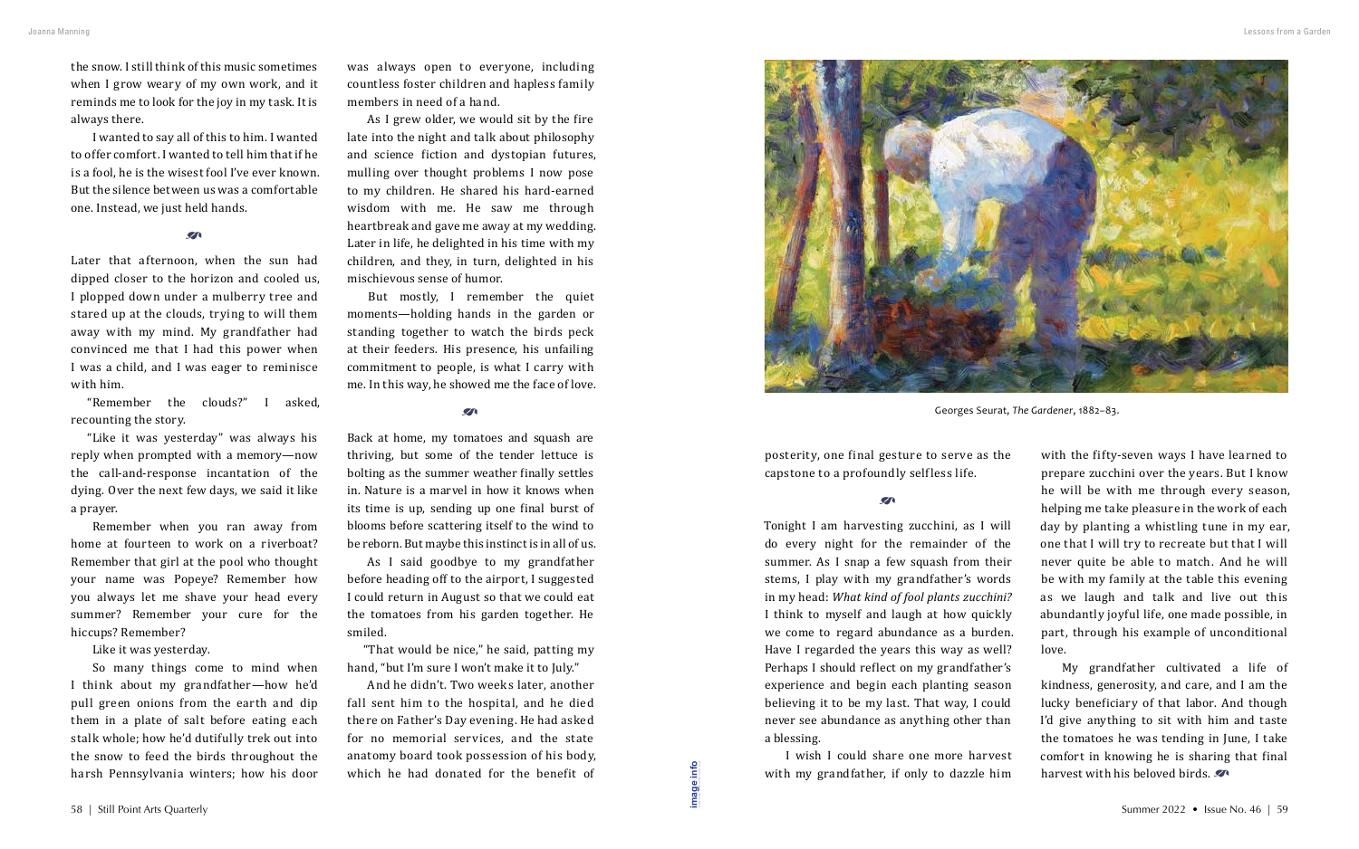the snow. I still think of this music sometimes when I grow weary of my own work, and it reminds me to look for the joy in my task. It is always there.

I wanted to say all of this to him. I wanted to offer comfort. I wanted to tell him that if he is a fool, he is the wisest fool I've ever known. But the silence between us was a comfortable one. Instead, we just held hands.

Later that afternoon, when the sun had dipped closer to the horizon and cooled us, I plopped down under a mulberry tree and stared up at the clouds, trying to will them away with my mind. My grandfather had convinced me that I had this power when I was a child, and I was eager to reminisce with him.

"Remember the clouds?" I asked, recounting the story.

"Like it was yesterday" was always his reply when prompted with a memory—now the call-and-response incantation of the dying. Over the next few days, we said it like a prayer.

Remember when you ran away from home at fourteen to work on a riverboat? Remember that girl at the pool who thought your name was Popeye? Remember how you always let me shave your head every summer? Remember your cure for the hiccups? Remember?

Like it was yesterday.

So many things come to mind when I think about my grandfather—how he'd pull green onions from the earth and dip them in a plate of salt before eating each stalk whole; how he'd dutifully trek out into the snow to feed the birds throughout the harsh Pennsylvania winters; how his door was always open to everyone, including countless foster children and hapless family members in need of a hand.

As I grew older, we would sit by the fire late into the night and talk about philosophy and science fiction and dystopian futures, mulling over thought problems I now pose to my children. He shared his hard-earned wisdom with me. He saw me through heartbreak and gave me away at my wedding. Later in life, he delighted in his time with my children, and they, in turn, delighted in his mischievous sense of humor.

But mostly, I remember the quiet moments—holding hands in the garden or standing together to watch the birds peck at their feeders. His presence, his unfailing commitment to people, is what I carry with me. In this way, he showed me the face of love.

Back at home, my tomatoes and squash are thriving, but some of the tender lettuce is bolting as the summer weather finally settles in. Nature is a marvel in how it knows when its time is up, sending up one final burst of blooms before scattering itself to the wind to be reborn. But maybe this instinct is in all of us.

As I said goodbye to my grandfather before heading off to the airport, I suggested I could return in August so that we could eat the tomatoes from his garden together. He smiled.

"That would be nice," he said, patting my hand, "but I'm sure I won't make it to July."

And he didn't. Two weeks later, another fall sent him to the hospital, and he died there on Father's Day evening. He had asked for no memorial services, and the state anatomy board took possession of his body, which he had donated for the benefit of posterity, one final gesture to serve as the capstone to a profoundly selfless life.

Georges Seurat, *The Gardener*, 1882–83.

Tonight I am harvesting zucchini, as I will do every night for the remainder of the summer. As I snap a few squash from their stems, I play with my grandfather's words in my head: *What kind of fool plants zucchini?* I think to myself and laugh at how quickly we come to regard abundance as a burden. Have I regarded the years this way as well? Perhaps I should reflect on my grandfather's experience and begin each planting season believing it to be my last. That way, I could never see abundance as anything other than a blessing.

I wish I could share one more harvest with my grandfather, if only to dazzle him with the fifty-seven ways I have learned to prepare zucchini over the years. But I know he will be with me through every season, helping me take pleasure in the work of each day by planting a whistling tune in my ear, one that I will try to recreate but that I will never quite be able to match. And he will be with my family at the table this evening as we laugh and talk and live out this abundantly joyful life, one made possible, in part, through his example of unconditional love.

My grandfather cultivated a life of kindness, generosity, and care, and I am the lucky beneficiary of that labor. And though I'd give anything to sit with him and taste the tomatoes he was tending in June, I take comfort in knowing he is sharing that final harvest with his beloved birds.